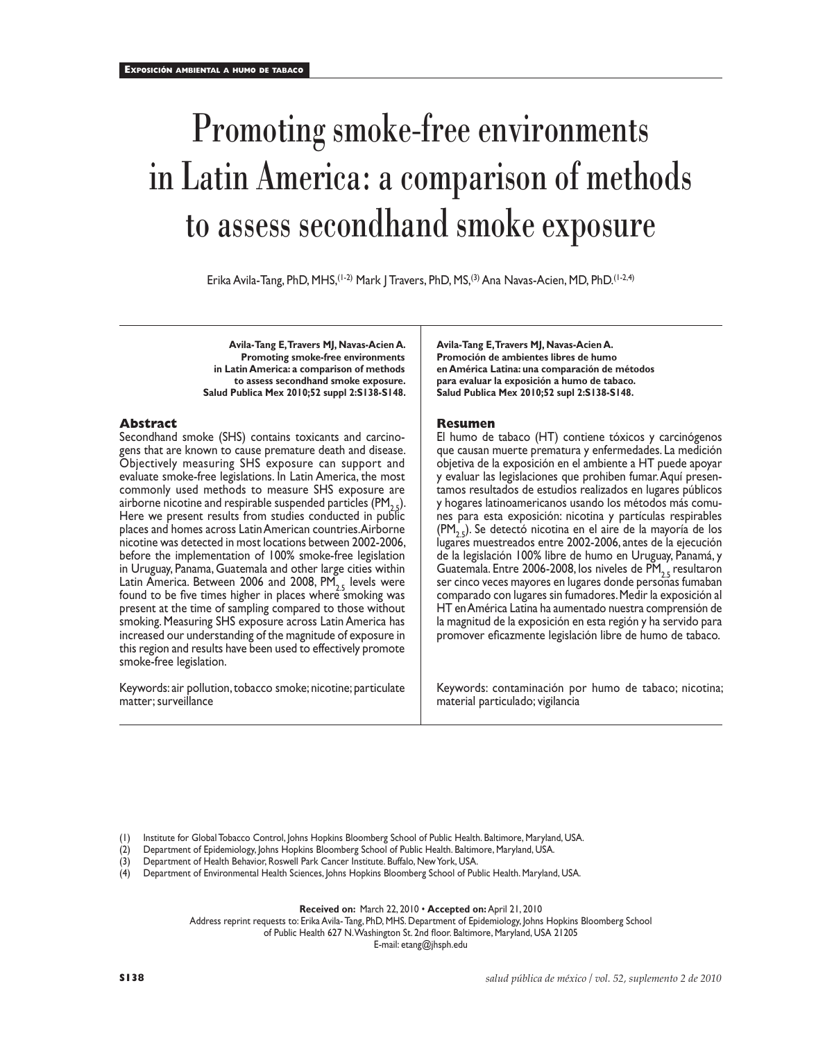# Promoting smoke-free environments in Latin America: a comparison of methods to assess secondhand smoke exposure

Erika Avila-Tang, PhD, MHS,[1-2] Mark J Travers, PhD, MS,[3] Ana Navas-Acien, MD, PhD.[1-2,4]

**Avila-Tang E, Travers MJ, Navas-Acien A. Promoting smoke-free environments in Latin America: a comparison of methods to assess secondhand smoke exposure. Salud Publica Mex 2010;52 suppl 2:S138-S148.**

## Abstract

Secondhand smoke (SHS) contains toxicants and carcinogens that are known to cause premature death and disease. Objectively measuring SHS exposure can support and evaluate smoke-free legislations. In Latin America, the most commonly used methods to measure SHS exposure are airborne nicotine and respirable suspended particles ($PM_{2.5}$). Here we present results from studies conducted in public places and homes across Latin American countries. Airborne nicotine was detected in most locations between 2002-2006, before the implementation of 100% smoke-free legislation in Uruguay, Panama, Guatemala and other large cities within Latin America. Between 2006 and 2008, $PM_{2.5}$ levels were found to be five times higher in places where smoking was present at the time of sampling compared to those without smoking. Measuring SHS exposure across Latin America has increased our understanding of the magnitude of exposure in this region and results have been used to effectively promote smoke-free legislation.

Keywords: air pollution, tobacco smoke; nicotine; particulate matter; surveillance

**Avila-Tang E, Travers MJ, Navas-Acien A. Promoción de ambientes libres de humo en América Latina: una comparación de métodos para evaluar la exposición a humo de tabaco. Salud Publica Mex 2010;52 supl 2:S138-S148.**

## Resumen

El humo de tabaco (HT) contiene tóxicos y carcinógenos que causan muerte prematura y enfermedades. La medición objetiva de la exposición en el ambiente a HT puede apoyar y evaluar las legislaciones que prohiben fumar. Aquí presentamos resultados de estudios realizados en lugares públicos y hogares latinoamericanos usando los métodos más comunes para esta exposición: nicotina y partículas respirables ($PM_{2.5}$). Se detectó nicotina en el aire de la mayoría de los lugares muestreados entre 2002-2006, antes de la ejecución de la legislación 100% libre de humo en Uruguay, Panamá, y Guatemala. Entre 2006-2008, los niveles de $PM_{2.5}$ resultaron ser cinco veces mayores en lugares donde personas fumaban comparado con lugares sin fumadores. Medir la exposición al HT en América Latina ha aumentado nuestra comprensión de la magnitud de la exposición en esta región y ha servido para promover eficazmente legislación libre de humo de tabaco.

Keywords: contaminación por humo de tabaco; nicotina; material particulado; vigilancia

(1) Institute for Global Tobacco Control, Johns Hopkins Bloomberg School of Public Health. Baltimore, Maryland, USA.
(2) Department of Epidemiology, Johns Hopkins Bloomberg School of Public Health. Baltimore, Maryland, USA.
(3) Department of Health Behavior, Roswell Park Cancer Institute. Buffalo, New York, USA.
(4) Department of Environmental Health Sciences, Johns Hopkins Bloomberg School of Public Health. Maryland, USA.

**Received on:** March 22, 2010 • **Accepted on:** April 21, 2010

Address reprint requests to: Erika Avila- Tang, PhD, MHS. Department of Epidemiology, Johns Hopkins Bloomberg School of Public Health 627 N. Washington St. 2nd floor. Baltimore, Maryland, USA 21205

E-mail: etang@jhsph.edu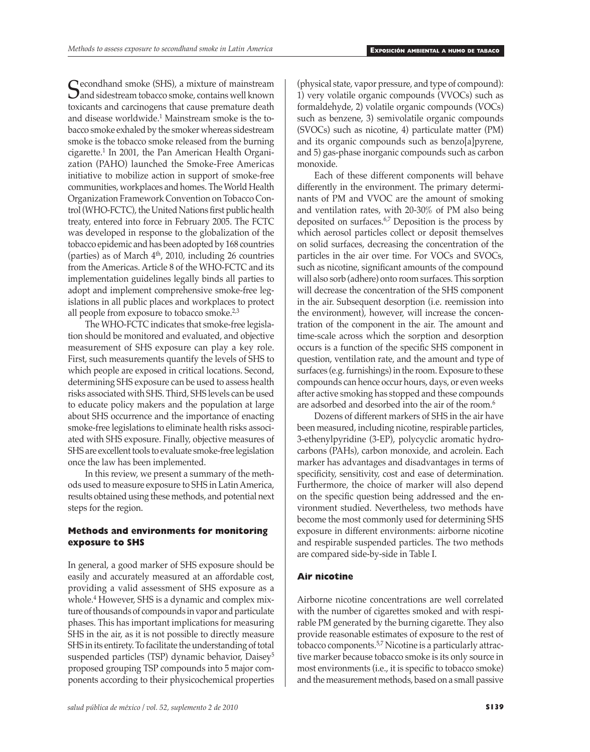Secondhand smoke (SHS), a mixture of mainstream and sidestream tobacco smoke, contains well known toxicants and carcinogens that cause premature death and disease worldwide.[1] Mainstream smoke is the tobacco smoke exhaled by the smoker whereas sidestream smoke is the tobacco smoke released from the burning cigarette.[1] In 2001, the Pan American Health Organization (PAHO) launched the Smoke-Free Americas initiative to mobilize action in support of smoke-free communities, workplaces and homes. The World Health Organization Framework Convention on Tobacco Control (WHO-FCTC), the United Nations first public health treaty, entered into force in February 2005. The FCTC was developed in response to the globalization of the tobacco epidemic and has been adopted by 168 countries (parties) as of March 4th, 2010, including 26 countries from the Americas. Article 8 of the WHO-FCTC and its implementation guidelines legally binds all parties to adopt and implement comprehensive smoke-free legislations in all public places and workplaces to protect all people from exposure to tobacco smoke.[2,3]

The WHO-FCTC indicates that smoke-free legislation should be monitored and evaluated, and objective measurement of SHS exposure can play a key role. First, such measurements quantify the levels of SHS to which people are exposed in critical locations. Second, determining SHS exposure can be used to assess health risks associated with SHS. Third, SHS levels can be used to educate policy makers and the population at large about SHS occurrence and the importance of enacting smoke-free legislations to eliminate health risks associated with SHS exposure. Finally, objective measures of SHS are excellent tools to evaluate smoke-free legislation once the law has been implemented.

In this review, we present a summary of the methods used to measure exposure to SHS in Latin America, results obtained using these methods, and potential next steps for the region.

## Methods and environments for monitoring exposure to SHS

In general, a good marker of SHS exposure should be easily and accurately measured at an affordable cost, providing a valid assessment of SHS exposure as a whole.[4] However, SHS is a dynamic and complex mixture of thousands of compounds in vapor and particulate phases. This has important implications for measuring SHS in the air, as it is not possible to directly measure SHS in its entirety. To facilitate the understanding of total suspended particles (TSP) dynamic behavior, Daisey[5] proposed grouping TSP compounds into 5 major components according to their physicochemical properties (physical state, vapor pressure, and type of compound): 1) very volatile organic compounds (VVOCs) such as formaldehyde, 2) volatile organic compounds (VOCs) such as benzene, 3) semivolatile organic compounds (SVOCs) such as nicotine, 4) particulate matter (PM) and its organic compounds such as benzo[a]pyrene, and 5) gas-phase inorganic compounds such as carbon monoxide.

Each of these different components will behave differently in the environment. The primary determinants of PM and VVOC are the amount of smoking and ventilation rates, with 20-30% of PM also being deposited on surfaces.[6,7] Deposition is the process by which aerosol particles collect or deposit themselves on solid surfaces, decreasing the concentration of the particles in the air over time. For VOCs and SVOCs, such as nicotine, significant amounts of the compound will also sorb (adhere) onto room surfaces. This sorption will decrease the concentration of the SHS component in the air. Subsequent desorption (i.e. reemission into the environment), however, will increase the concentration of the component in the air. The amount and time-scale across which the sorption and desorption occurs is a function of the specific SHS component in question, ventilation rate, and the amount and type of surfaces (e.g. furnishings) in the room. Exposure to these compounds can hence occur hours, days, or even weeks after active smoking has stopped and these compounds are adsorbed and desorbed into the air of the room.[6]

Dozens of different markers of SHS in the air have been measured, including nicotine, respirable particles, 3-ethenylpyridine (3-EP), polycyclic aromatic hydrocarbons (PAHs), carbon monoxide, and acrolein. Each marker has advantages and disadvantages in terms of specificity, sensitivity, cost and ease of determination. Furthermore, the choice of marker will also depend on the specific question being addressed and the environment studied. Nevertheless, two methods have become the most commonly used for determining SHS exposure in different environments: airborne nicotine and respirable suspended particles. The two methods are compared side-by-side in Table I.

## Air nicotine

Airborne nicotine concentrations are well correlated with the number of cigarettes smoked and with respirable PM generated by the burning cigarette. They also provide reasonable estimates of exposure to the rest of tobacco components.[5,7] Nicotine is a particularly attractive marker because tobacco smoke is its only source in most environments (i.e., it is specific to tobacco smoke) and the measurement methods, based on a small passive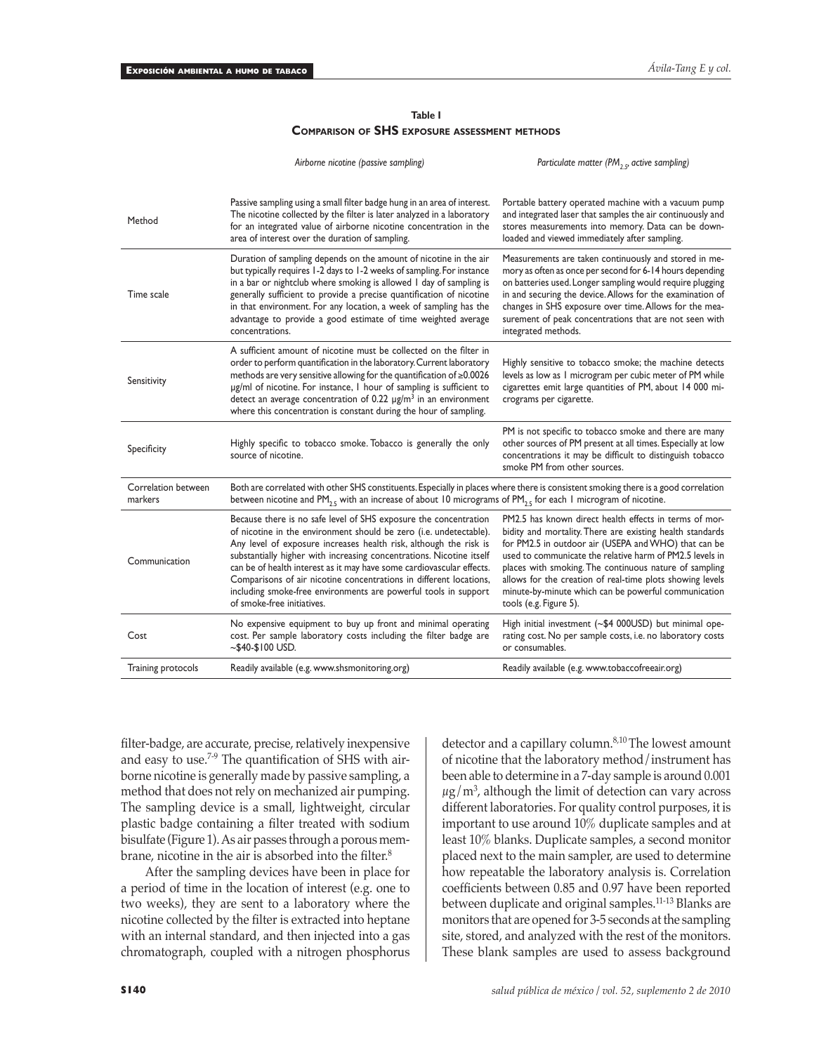**Table I**

**Comparison of SHS exposure assessment methods**

| | *Airborne nicotine (passive sampling)* | *Particulate matter ($PM_{2.5}$, active sampling)* |
|---|---|---|
| Method | Passive sampling using a small filter badge hung in an area of interest. The nicotine collected by the filter is later analyzed in a laboratory for an integrated value of airborne nicotine concentration in the area of interest over the duration of sampling. | Portable battery operated machine with a vacuum pump and integrated laser that samples the air continuously and stores measurements into memory. Data can be downloaded and viewed immediately after sampling. |
| Time scale | Duration of sampling depends on the amount of nicotine in the air but typically requires 1-2 days to 1-2 weeks of sampling. For instance in a bar or nightclub where smoking is allowed 1 day of sampling is generally sufficient to provide a precise quantification of nicotine in that environment. For any location, a week of sampling has the advantage to provide a good estimate of time weighted average concentrations. | Measurements are taken continuously and stored in memory as often as once per second for 6-14 hours depending on batteries used. Longer sampling would require plugging in and securing the device. Allows for the examination of changes in SHS exposure over time. Allows for the measurement of peak concentrations that are not seen with integrated methods. |
| Sensitivity | A sufficient amount of nicotine must be collected on the filter in order to perform quantification in the laboratory. Current laboratory methods are very sensitive allowing for the quantification of ≥0.0026 μg/ml of nicotine. For instance, 1 hour of sampling is sufficient to detect an average concentration of 0.22 μg/m$^3$ in an environment where this concentration is constant during the hour of sampling. | Highly sensitive to tobacco smoke; the machine detects levels as low as 1 microgram per cubic meter of PM while cigarettes emit large quantities of PM, about 14 000 micrograms per cigarette. |
| Specificity | Highly specific to tobacco smoke. Tobacco is generally the only source of nicotine. | PM is not specific to tobacco smoke and there are many other sources of PM present at all times. Especially at low concentrations it may be difficult to distinguish tobacco smoke PM from other sources. |
| Correlation between markers | Both are correlated with other SHS constituents. Especially in places where there is consistent smoking there is a good correlation between nicotine and $PM_{2.5}$ with an increase of about 10 micrograms of $PM_{2.5}$ for each 1 microgram of nicotine. | |
| Communication | Because there is no safe level of SHS exposure the concentration of nicotine in the environment should be zero (i.e. undetectable). Any level of exposure increases health risk, although the risk is substantially higher with increasing concentrations. Nicotine itself can be of health interest as it may have some cardiovascular effects. Comparisons of air nicotine concentrations in different locations, including smoke-free environments are powerful tools in support of smoke-free initiatives. | PM2.5 has known direct health effects in terms of morbidity and mortality. There are existing health standards for PM2.5 in outdoor air (USEPA and WHO) that can be used to communicate the relative harm of PM2.5 levels in places with smoking. The continuous nature of sampling allows for the creation of real-time plots showing levels minute-by-minute which can be powerful communication tools (e.g. Figure 5). |
| Cost | No expensive equipment to buy up front and minimal operating cost. Per sample laboratory costs including the filter badge are ~$40-$100 USD. | High initial investment (~$4 000USD) but minimal operating cost. No per sample costs, i.e. no laboratory costs or consumables. |
| Training protocols | Readily available (e.g. www.shsmonitoring.org) | Readily available (e.g. www.tobaccofreeair.org) |

filter-badge, are accurate, precise, relatively inexpensive and easy to use.[7-9] The quantification of SHS with airborne nicotine is generally made by passive sampling, a method that does not rely on mechanized air pumping. The sampling device is a small, lightweight, circular plastic badge containing a filter treated with sodium bisulfate (Figure 1). As air passes through a porous membrane, nicotine in the air is absorbed into the filter.[8]

After the sampling devices have been in place for a period of time in the location of interest (e.g. one to two weeks), they are sent to a laboratory where the nicotine collected by the filter is extracted into heptane with an internal standard, and then injected into a gas chromatograph, coupled with a nitrogen phosphorus detector and a capillary column.[8,10] The lowest amount of nicotine that the laboratory method/instrument has been able to determine in a 7-day sample is around 0.001 $\mu$g/m$^3$, although the limit of detection can vary across different laboratories. For quality control purposes, it is important to use around 10% duplicate samples and at least 10% blanks. Duplicate samples, a second monitor placed next to the main sampler, are used to determine how repeatable the laboratory analysis is. Correlation coefficients between 0.85 and 0.97 have been reported between duplicate and original samples.[11-13] Blanks are monitors that are opened for 3-5 seconds at the sampling site, stored, and analyzed with the rest of the monitors. These blank samples are used to assess background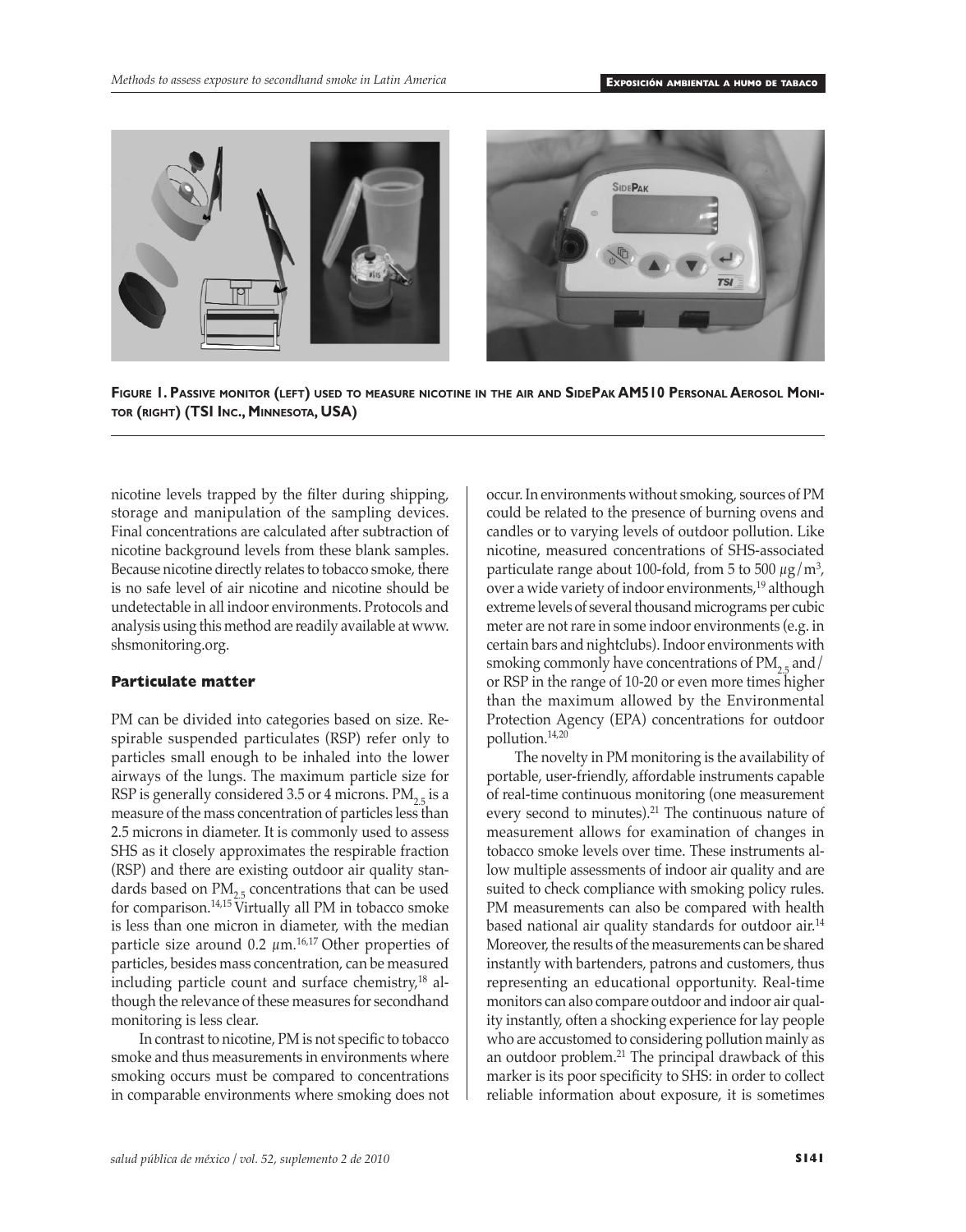**Figure 1. Passive monitor (left) used to measure nicotine in the air and SidePak AM510 Personal Aerosol Monitor (right) (TSI Inc., Minnesota, USA)**

nicotine levels trapped by the filter during shipping, storage and manipulation of the sampling devices. Final concentrations are calculated after subtraction of nicotine background levels from these blank samples. Because nicotine directly relates to tobacco smoke, there is no safe level of air nicotine and nicotine should be undetectable in all indoor environments. Protocols and analysis using this method are readily available at www.shsmonitoring.org.

## Particulate matter

PM can be divided into categories based on size. Respirable suspended particulates (RSP) refer only to particles small enough to be inhaled into the lower airways of the lungs. The maximum particle size for RSP is generally considered 3.5 or 4 microns. $PM_{2.5}$ is a measure of the mass concentration of particles less than 2.5 microns in diameter. It is commonly used to assess SHS as it closely approximates the respirable fraction (RSP) and there are existing outdoor air quality standards based on $PM_{2.5}$ concentrations that can be used for comparison.[14,15] Virtually all PM in tobacco smoke is less than one micron in diameter, with the median particle size around 0.2 $\mu$m.[16,17] Other properties of particles, besides mass concentration, can be measured including particle count and surface chemistry,[18] although the relevance of these measures for secondhand monitoring is less clear.

In contrast to nicotine, PM is not specific to tobacco smoke and thus measurements in environments where smoking occurs must be compared to concentrations in comparable environments where smoking does not occur. In environments without smoking, sources of PM could be related to the presence of burning ovens and candles or to varying levels of outdoor pollution. Like nicotine, measured concentrations of SHS-associated particulate range about 100-fold, from 5 to 500 $\mu g/m^3$, over a wide variety of indoor environments,[19] although extreme levels of several thousand micrograms per cubic meter are not rare in some indoor environments (e.g. in certain bars and nightclubs). Indoor environments with smoking commonly have concentrations of $PM_{2.5}$ and/or RSP in the range of 10-20 or even more times higher than the maximum allowed by the Environmental Protection Agency (EPA) concentrations for outdoor pollution.[14,20]

The novelty in PM monitoring is the availability of portable, user-friendly, affordable instruments capable of real-time continuous monitoring (one measurement every second to minutes).[21] The continuous nature of measurement allows for examination of changes in tobacco smoke levels over time. These instruments allow multiple assessments of indoor air quality and are suited to check compliance with smoking policy rules. PM measurements can also be compared with health based national air quality standards for outdoor air.[14] Moreover, the results of the measurements can be shared instantly with bartenders, patrons and customers, thus representing an educational opportunity. Real-time monitors can also compare outdoor and indoor air quality instantly, often a shocking experience for lay people who are accustomed to considering pollution mainly as an outdoor problem.[21] The principal drawback of this marker is its poor specificity to SHS: in order to collect reliable information about exposure, it is sometimes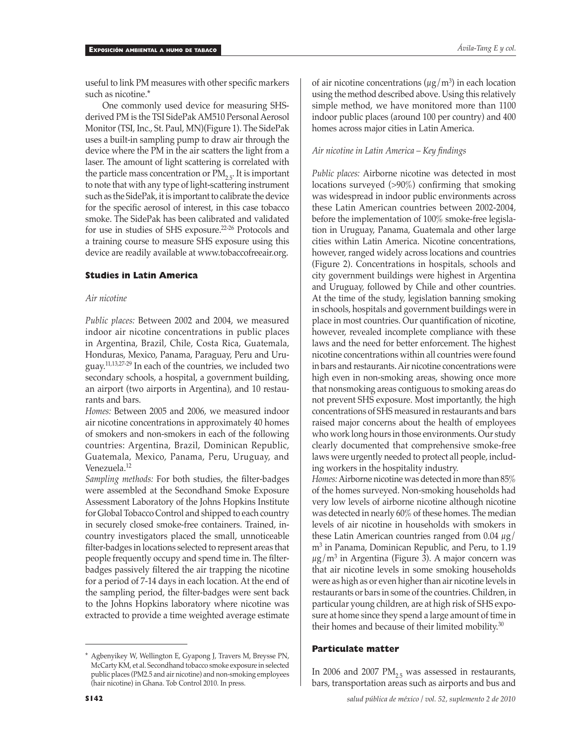useful to link PM measures with other specific markers such as nicotine.*

One commonly used device for measuring SHS-derived PM is the TSI SidePak AM510 Personal Aerosol Monitor (TSI, Inc., St. Paul, MN)(Figure 1). The SidePak uses a built-in sampling pump to draw air through the device where the PM in the air scatters the light from a laser. The amount of light scattering is correlated with the particle mass concentration or $PM_{2.5}$. It is important to note that with any type of light-scattering instrument such as the SidePak, it is important to calibrate the device for the specific aerosol of interest, in this case tobacco smoke. The SidePak has been calibrated and validated for use in studies of SHS exposure.[22-26] Protocols and a training course to measure SHS exposure using this device are readily available at www.tobaccofreeair.org.

## Studies in Latin America

### *Air nicotine*

*Public places:* Between 2002 and 2004, we measured indoor air nicotine concentrations in public places in Argentina, Brazil, Chile, Costa Rica, Guatemala, Honduras, Mexico, Panama, Paraguay, Peru and Uruguay.[11,13,27-29] In each of the countries, we included two secondary schools, a hospital, a government building, an airport (two airports in Argentina), and 10 restaurants and bars.

*Homes:* Between 2005 and 2006, we measured indoor air nicotine concentrations in approximately 40 homes of smokers and non-smokers in each of the following countries: Argentina, Brazil, Dominican Republic, Guatemala, Mexico, Panama, Peru, Uruguay, and Venezuela.[12]

*Sampling methods:* For both studies, the filter-badges were assembled at the Secondhand Smoke Exposure Assessment Laboratory of the Johns Hopkins Institute for Global Tobacco Control and shipped to each country in securely closed smoke-free containers. Trained, in-country investigators placed the small, unnoticeable filter-badges in locations selected to represent areas that people frequently occupy and spend time in. The filter-badges passively filtered the air trapping the nicotine for a period of 7-14 days in each location. At the end of the sampling period, the filter-badges were sent back to the Johns Hopkins laboratory where nicotine was extracted to provide a time weighted average estimate of air nicotine concentrations ($\mu g/m^3$) in each location using the method described above. Using this relatively simple method, we have monitored more than 1100 indoor public places (around 100 per country) and 400 homes across major cities in Latin America.

### *Air nicotine in Latin America – Key findings*

*Public places:* Airborne nicotine was detected in most locations surveyed (>90%) confirming that smoking was widespread in indoor public environments across these Latin American countries between 2002-2004, before the implementation of 100% smoke-free legislation in Uruguay, Panama, Guatemala and other large cities within Latin America. Nicotine concentrations, however, ranged widely across locations and countries (Figure 2). Concentrations in hospitals, schools and city government buildings were highest in Argentina and Uruguay, followed by Chile and other countries. At the time of the study, legislation banning smoking in schools, hospitals and government buildings were in place in most countries. Our quantification of nicotine, however, revealed incomplete compliance with these laws and the need for better enforcement. The highest nicotine concentrations within all countries were found in bars and restaurants. Air nicotine concentrations were high even in non-smoking areas, showing once more that nonsmoking areas contiguous to smoking areas do not prevent SHS exposure. Most importantly, the high concentrations of SHS measured in restaurants and bars raised major concerns about the health of employees who work long hours in those environments. Our study clearly documented that comprehensive smoke-free laws were urgently needed to protect all people, including workers in the hospitality industry.

*Homes:* Airborne nicotine was detected in more than 85% of the homes surveyed. Non-smoking households had very low levels of airborne nicotine although nicotine was detected in nearly 60% of these homes. The median levels of air nicotine in households with smokers in these Latin American countries ranged from 0.04 $\mu g/m^3$ in Panama, Dominican Republic, and Peru, to 1.19 $\mu g/m^3$ in Argentina (Figure 3). A major concern was that air nicotine levels in some smoking households were as high as or even higher than air nicotine levels in restaurants or bars in some of the countries. Children, in particular young children, are at high risk of SHS exposure at home since they spend a large amount of time in their homes and because of their limited mobility.[30]

## Particulate matter

In 2006 and 2007 $PM_{2.5}$ was assessed in restaurants, bars, transportation areas such as airports and bus and

---

\* Agbenyikey W, Wellington E, Gyapong J, Travers M, Breysse PN, McCarty KM, et al. Secondhand tobacco smoke exposure in selected public places (PM2.5 and air nicotine) and non-smoking employees (hair nicotine) in Ghana. Tob Control 2010. In press.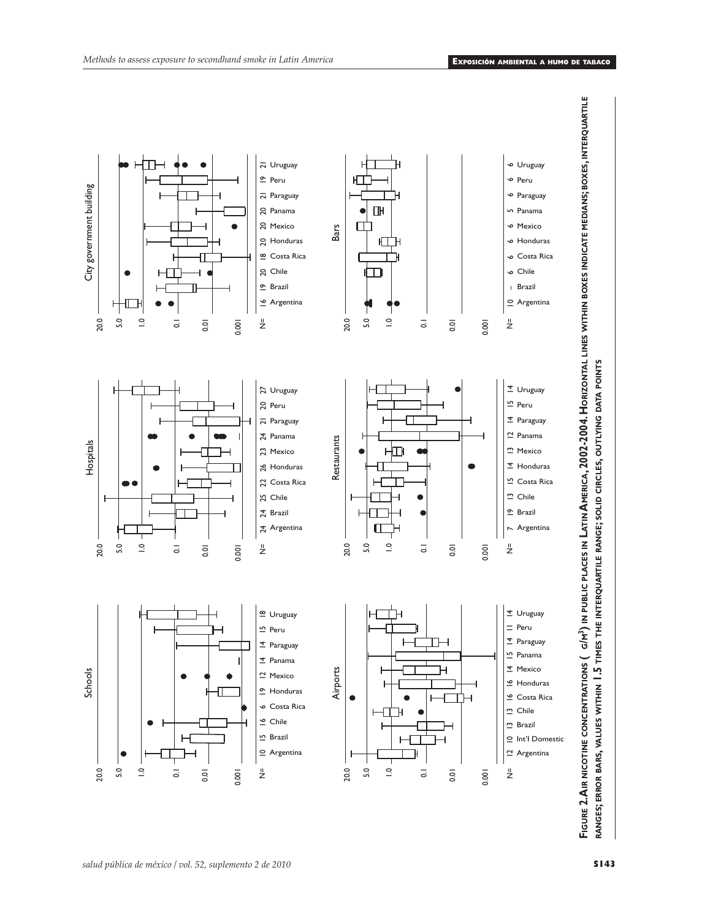**Figure 2. Air nicotine concentrations (μg/m³) in public places in Latin America, 2002-2004. Horizontal lines within boxes indicate medians; boxes, interquartile ranges; error bars, values within 1.5 times the interquartile range; solid circles, outlying data points**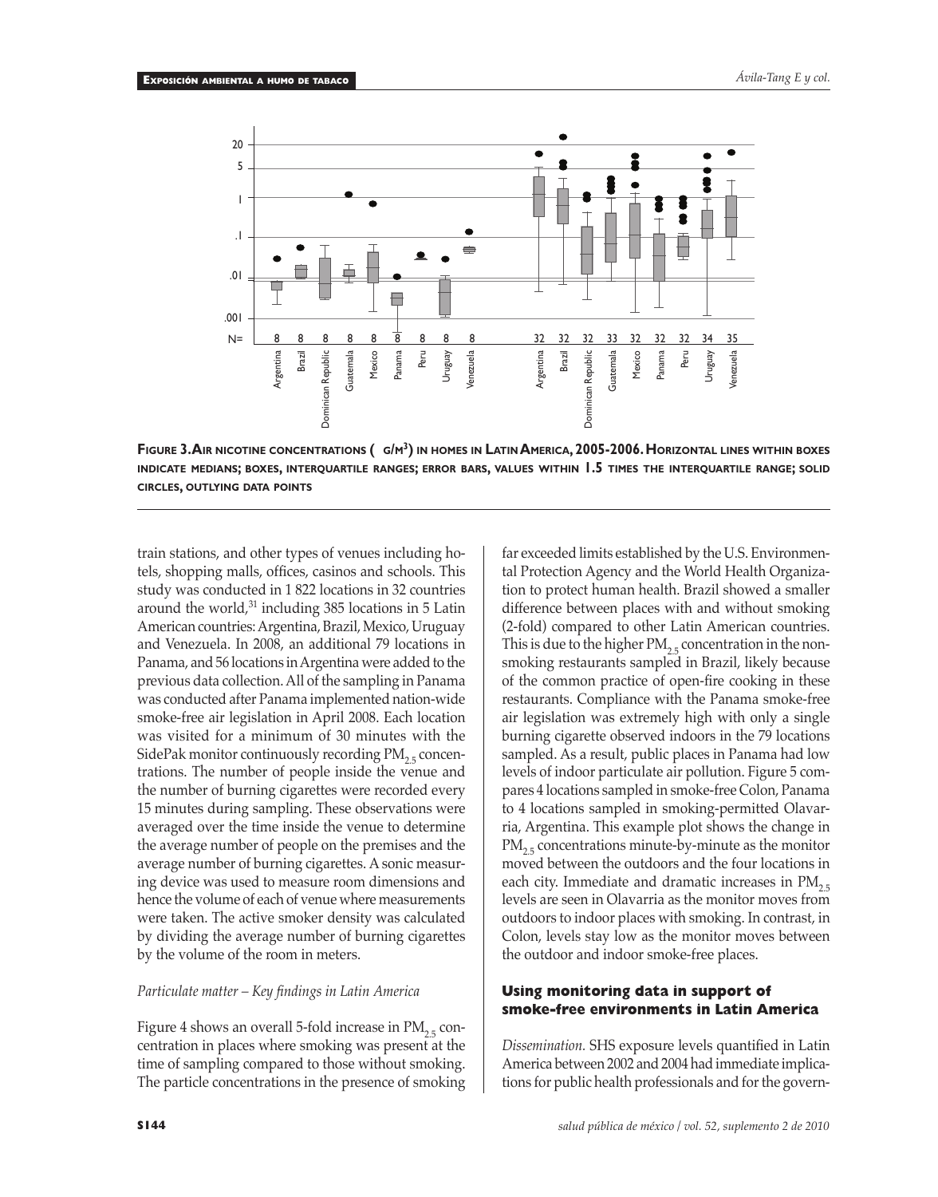**Figure 3. Air nicotine concentrations ( g/m³) in homes in Latin America, 2005-2006. Horizontal lines within boxes indicate medians; boxes, interquartile ranges; error bars, values within 1.5 times the interquartile range; solid circles, outlying data points**

train stations, and other types of venues including hotels, shopping malls, offices, casinos and schools. This study was conducted in 1 822 locations in 32 countries around the world,[31] including 385 locations in 5 Latin American countries: Argentina, Brazil, Mexico, Uruguay and Venezuela. In 2008, an additional 79 locations in Panama, and 56 locations in Argentina were added to the previous data collection. All of the sampling in Panama was conducted after Panama implemented nation-wide smoke-free air legislation in April 2008. Each location was visited for a minimum of 30 minutes with the SidePak monitor continuously recording $PM_{2.5}$ concentrations. The number of people inside the venue and the number of burning cigarettes were recorded every 15 minutes during sampling. These observations were averaged over the time inside the venue to determine the average number of people on the premises and the average number of burning cigarettes. A sonic measuring device was used to measure room dimensions and hence the volume of each of venue where measurements were taken. The active smoker density was calculated by dividing the average number of burning cigarettes by the volume of the room in meters.

*Particulate matter – Key findings in Latin America*

Figure 4 shows an overall 5-fold increase in $PM_{2.5}$ concentration in places where smoking was present at the time of sampling compared to those without smoking. The particle concentrations in the presence of smoking far exceeded limits established by the U.S. Environmental Protection Agency and the World Health Organization to protect human health. Brazil showed a smaller difference between places with and without smoking (2-fold) compared to other Latin American countries. This is due to the higher $PM_{2.5}$ concentration in the non-smoking restaurants sampled in Brazil, likely because of the common practice of open-fire cooking in these restaurants. Compliance with the Panama smoke-free air legislation was extremely high with only a single burning cigarette observed indoors in the 79 locations sampled. As a result, public places in Panama had low levels of indoor particulate air pollution. Figure 5 compares 4 locations sampled in smoke-free Colon, Panama to 4 locations sampled in smoking-permitted Olavarria, Argentina. This example plot shows the change in $PM_{2.5}$ concentrations minute-by-minute as the monitor moved between the outdoors and the four locations in each city. Immediate and dramatic increases in $PM_{2.5}$ levels are seen in Olavarria as the monitor moves from outdoors to indoor places with smoking. In contrast, in Colon, levels stay low as the monitor moves between the outdoor and indoor smoke-free places.

## Using monitoring data in support of smoke-free environments in Latin America

*Dissemination.* SHS exposure levels quantified in Latin America between 2002 and 2004 had immediate implications for public health professionals and for the govern-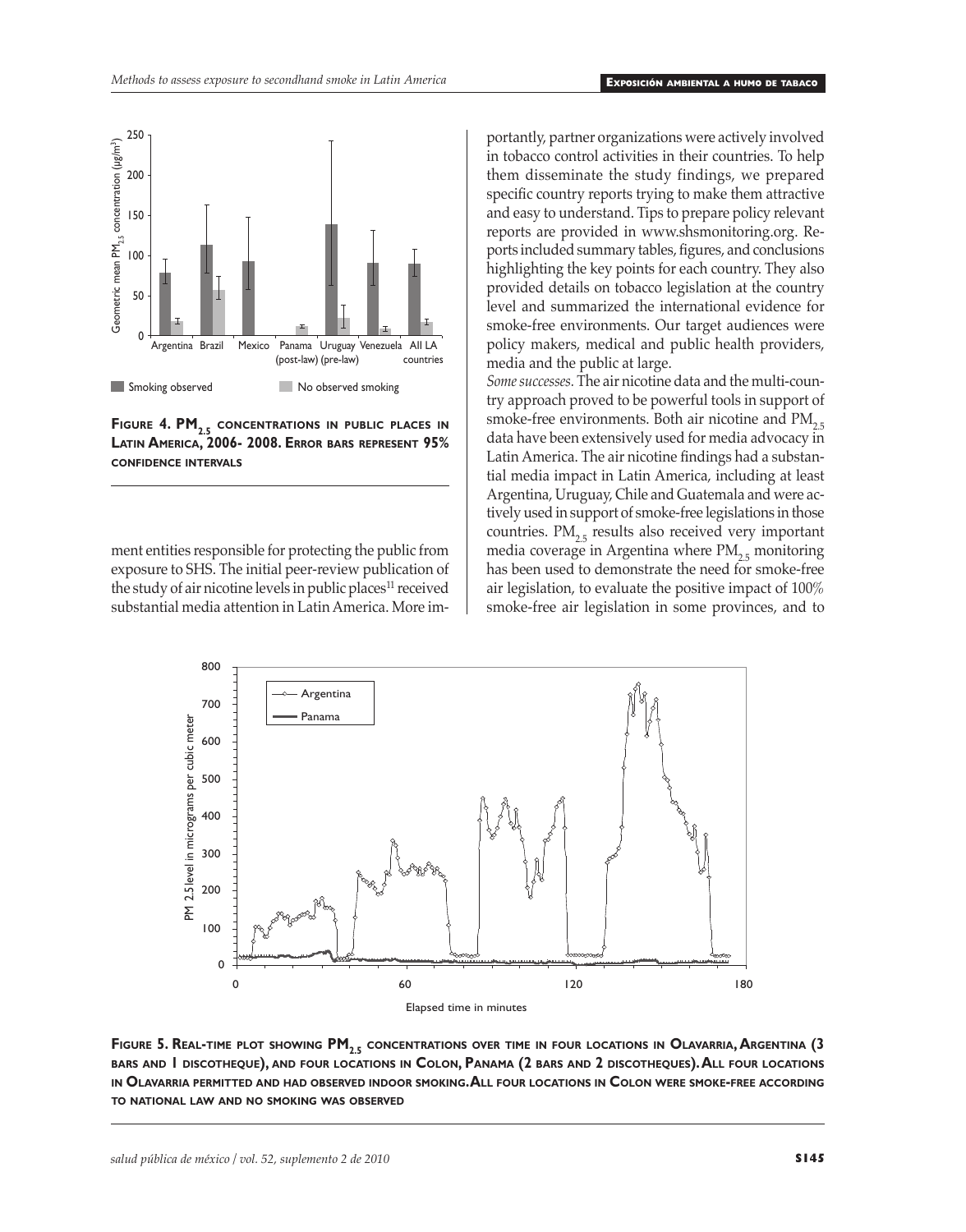**Figure 4. $PM_{2.5}$ concentrations in public places in Latin America, 2006- 2008. Error bars represent 95% confidence intervals**

ment entities responsible for protecting the public from exposure to SHS. The initial peer-review publication of the study of air nicotine levels in public places[11] received substantial media attention in Latin America. More importantly, partner organizations were actively involved in tobacco control activities in their countries. To help them disseminate the study findings, we prepared specific country reports trying to make them attractive and easy to understand. Tips to prepare policy relevant reports are provided in www.shsmonitoring.org. Reports included summary tables, figures, and conclusions highlighting the key points for each country. They also provided details on tobacco legislation at the country level and summarized the international evidence for smoke-free environments. Our target audiences were policy makers, medical and public health providers, media and the public at large.

*Some successes.* The air nicotine data and the multi-country approach proved to be powerful tools in support of smoke-free environments. Both air nicotine and $PM_{2.5}$ data have been extensively used for media advocacy in Latin America. The air nicotine findings had a substantial media impact in Latin America, including at least Argentina, Uruguay, Chile and Guatemala and were actively used in support of smoke-free legislations in those countries. $PM_{2.5}$ results also received very important media coverage in Argentina where $PM_{2.5}$ monitoring has been used to demonstrate the need for smoke-free air legislation, to evaluate the positive impact of 100% smoke-free air legislation in some provinces, and to

**Figure 5. Real-time plot showing $PM_{2.5}$ concentrations over time in four locations in Olavarria, Argentina (3 bars and 1 discotheque), and four locations in Colon, Panama (2 bars and 2 discotheques). All four locations in Olavarria permitted and had observed indoor smoking. All four locations in Colon were smoke-free according to national law and no smoking was observed**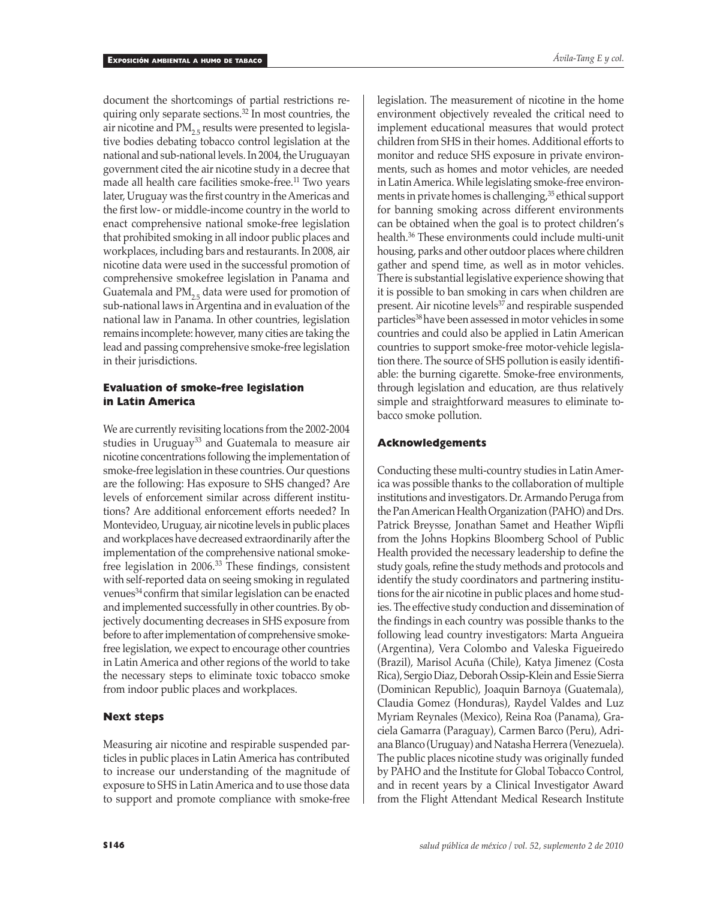document the shortcomings of partial restrictions requiring only separate sections.[32] In most countries, the air nicotine and $PM_{2.5}$ results were presented to legislative bodies debating tobacco control legislation at the national and sub-national levels. In 2004, the Uruguayan government cited the air nicotine study in a decree that made all health care facilities smoke-free.[11] Two years later, Uruguay was the first country in the Americas and the first low- or middle-income country in the world to enact comprehensive national smoke-free legislation that prohibited smoking in all indoor public places and workplaces, including bars and restaurants. In 2008, air nicotine data were used in the successful promotion of comprehensive smokefree legislation in Panama and Guatemala and $PM_{2.5}$ data were used for promotion of sub-national laws in Argentina and in evaluation of the national law in Panama. In other countries, legislation remains incomplete: however, many cities are taking the lead and passing comprehensive smoke-free legislation in their jurisdictions.

## Evaluation of smoke-free legislation in Latin America

We are currently revisiting locations from the 2002-2004 studies in Uruguay[33] and Guatemala to measure air nicotine concentrations following the implementation of smoke-free legislation in these countries. Our questions are the following: Has exposure to SHS changed? Are levels of enforcement similar across different institutions? Are additional enforcement efforts needed? In Montevideo, Uruguay, air nicotine levels in public places and workplaces have decreased extraordinarily after the implementation of the comprehensive national smoke-free legislation in 2006.[33] These findings, consistent with self-reported data on seeing smoking in regulated venues[34] confirm that similar legislation can be enacted and implemented successfully in other countries. By objectively documenting decreases in SHS exposure from before to after implementation of comprehensive smoke-free legislation, we expect to encourage other countries in Latin America and other regions of the world to take the necessary steps to eliminate toxic tobacco smoke from indoor public places and workplaces.

## Next steps

Measuring air nicotine and respirable suspended particles in public places in Latin America has contributed to increase our understanding of the magnitude of exposure to SHS in Latin America and to use those data to support and promote compliance with smoke-free legislation. The measurement of nicotine in the home environment objectively revealed the critical need to implement educational measures that would protect children from SHS in their homes. Additional efforts to monitor and reduce SHS exposure in private environments, such as homes and motor vehicles, are needed in Latin America. While legislating smoke-free environments in private homes is challenging,[35] ethical support for banning smoking across different environments can be obtained when the goal is to protect children's health.[36] These environments could include multi-unit housing, parks and other outdoor places where children gather and spend time, as well as in motor vehicles. There is substantial legislative experience showing that it is possible to ban smoking in cars when children are present. Air nicotine levels[37] and respirable suspended particles[38] have been assessed in motor vehicles in some countries and could also be applied in Latin American countries to support smoke-free motor-vehicle legislation there. The source of SHS pollution is easily identifiable: the burning cigarette. Smoke-free environments, through legislation and education, are thus relatively simple and straightforward measures to eliminate tobacco smoke pollution.

## Acknowledgements

Conducting these multi-country studies in Latin America was possible thanks to the collaboration of multiple institutions and investigators. Dr. Armando Peruga from the Pan American Health Organization (PAHO) and Drs. Patrick Breysse, Jonathan Samet and Heather Wipfli from the Johns Hopkins Bloomberg School of Public Health provided the necessary leadership to define the study goals, refine the study methods and protocols and identify the study coordinators and partnering institutions for the air nicotine in public places and home studies. The effective study conduction and dissemination of the findings in each country was possible thanks to the following lead country investigators: Marta Angueira (Argentina), Vera Colombo and Valeska Figueiredo (Brazil), Marisol Acuña (Chile), Katya Jimenez (Costa Rica), Sergio Diaz, Deborah Ossip-Klein and Essie Sierra (Dominican Republic), Joaquin Barnoya (Guatemala), Claudia Gomez (Honduras), Raydel Valdes and Luz Myriam Reynales (Mexico), Reina Roa (Panama), Graciela Gamarra (Paraguay), Carmen Barco (Peru), Adriana Blanco (Uruguay) and Natasha Herrera (Venezuela). The public places nicotine study was originally funded by PAHO and the Institute for Global Tobacco Control, and in recent years by a Clinical Investigator Award from the Flight Attendant Medical Research Institute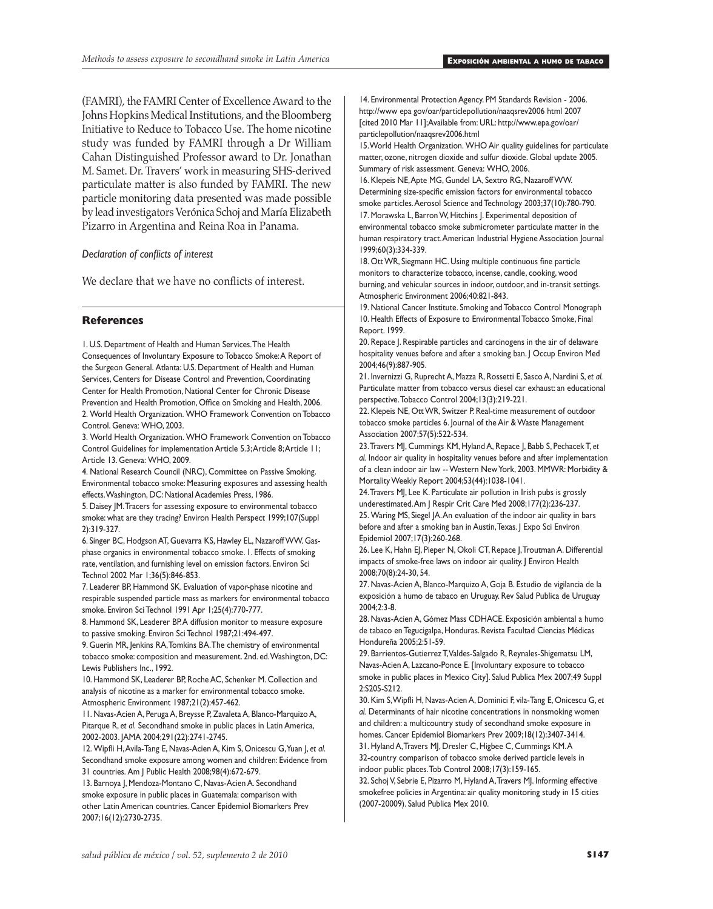(FAMRI), the FAMRI Center of Excellence Award to the Johns Hopkins Medical Institutions, and the Bloomberg Initiative to Reduce to Tobacco Use. The home nicotine study was funded by FAMRI through a Dr William Cahan Distinguished Professor award to Dr. Jonathan M. Samet. Dr. Travers' work in measuring SHS-derived particulate matter is also funded by FAMRI. The new particle monitoring data presented was made possible by lead investigators Verónica Schoj and María Elizabeth Pizarro in Argentina and Reina Roa in Panama.

*Declaration of conflicts of interest*

We declare that we have no conflicts of interest.

## References

1. U.S. Department of Health and Human Services. The Health Consequences of Involuntary Exposure to Tobacco Smoke: A Report of the Surgeon General. Atlanta: U.S. Department of Health and Human Services, Centers for Disease Control and Prevention, Coordinating Center for Health Promotion, National Center for Chronic Disease Prevention and Health Promotion, Office on Smoking and Health, 2006.
2. World Health Organization. WHO Framework Convention on Tobacco Control. Geneva: WHO, 2003.
3. World Health Organization. WHO Framework Convention on Tobacco Control Guidelines for implementation Article 5.3; Article 8; Article 11; Article 13. Geneva: WHO, 2009.
4. National Research Council (NRC), Committee on Passive Smoking. Environmental tobacco smoke: Measuring exposures and assessing health effects. Washington, DC: National Academies Press, 1986.
5. Daisey JM. Tracers for assessing exposure to environmental tobacco smoke: what are they tracing? Environ Health Perspect 1999;107(Suppl 2):319-327.
6. Singer BC, Hodgson AT, Guevarra KS, Hawley EL, Nazaroff WW. Gas-phase organics in environmental tobacco smoke. 1. Effects of smoking rate, ventilation, and furnishing level on emission factors. Environ Sci Technol 2002 Mar 1;36(5):846-853.
7. Leaderer BP, Hammond SK. Evaluation of vapor-phase nicotine and respirable suspended particle mass as markers for environmental tobacco smoke. Environ Sci Technol 1991 Apr 1;25(4):770-777.
8. Hammond SK, Leaderer BP. A diffusion monitor to measure exposure to passive smoking. Environ Sci Technol 1987;21:494-497.
9. Guerin MR, Jenkins RA, Tomkins BA. The chemistry of environmental tobacco smoke: composition and measurement. 2nd. ed. Washington, DC: Lewis Publishers Inc., 1992.
10. Hammond SK, Leaderer BP, Roche AC, Schenker M. Collection and analysis of nicotine as a marker for environmental tobacco smoke. Atmospheric Environment 1987;21(2):457-462.
11. Navas-Acien A, Peruga A, Breysse P, Zavaleta A, Blanco-Marquizo A, Pitarque R, *et al.* Secondhand smoke in public places in Latin America, 2002-2003. JAMA 2004;291(22):2741-2745.
12. Wipfli H, Avila-Tang E, Navas-Acien A, Kim S, Onicescu G, Yuan J, *et al.* Secondhand smoke exposure among women and children: Evidence from 31 countries. Am J Public Health 2008;98(4):672-679.
13. Barnoya J, Mendoza-Montano C, Navas-Acien A. Secondhand smoke exposure in public places in Guatemala: comparison with other Latin American countries. Cancer Epidemiol Biomarkers Prev 2007;16(12):2730-2735.
14. Environmental Protection Agency. PM Standards Revision - 2006. http://www epa gov/oar/particlepollution/naaqsrev2006 html 2007 [cited 2010 Mar 11];Available from: URL: http://www.epa.gov/oar/particlepollution/naaqsrev2006.html
15. World Health Organization. WHO Air quality guidelines for particulate matter, ozone, nitrogen dioxide and sulfur dioxide. Global update 2005. Summary of risk assessment. Geneva: WHO, 2006.
16. Klepeis NE, Apte MG, Gundel LA, Sextro RG, Nazaroff WW. Determining size-specific emission factors for environmental tobacco smoke particles. Aerosol Science and Technology 2003;37(10):780-790.
17. Morawska L, Barron W, Hitchins J. Experimental deposition of environmental tobacco smoke submicrometer particulate matter in the human respiratory tract. American Industrial Hygiene Association Journal 1999;60(3):334-339.
18. Ott WR, Siegmann HC. Using multiple continuous fine particle monitors to characterize tobacco, incense, candle, cooking, wood burning, and vehicular sources in indoor, outdoor, and in-transit settings. Atmospheric Environment 2006;40:821-843.
19. National Cancer Institute. Smoking and Tobacco Control Monograph 10. Health Effects of Exposure to Environmental Tobacco Smoke, Final Report. 1999.
20. Repace J. Respirable particles and carcinogens in the air of delaware hospitality venues before and after a smoking ban. J Occup Environ Med 2004;46(9):887-905.
21. Invernizzi G, Ruprecht A, Mazza R, Rossetti E, Sasco A, Nardini S, *et al.* Particulate matter from tobacco versus diesel car exhaust: an educational perspective. Tobacco Control 2004;13(3):219-221.
22. Klepeis NE, Ott WR, Switzer P. Real-time measurement of outdoor tobacco smoke particles 6. Journal of the Air & Waste Management Association 2007;57(5):522-534.
23. Travers MJ, Cummings KM, Hyland A, Repace J, Babb S, Pechacek T, *et al.* Indoor air quality in hospitality venues before and after implementation of a clean indoor air law -- Western New York, 2003. MMWR: Morbidity & Mortality Weekly Report 2004;53(44):1038-1041.
24. Travers MJ, Lee K. Particulate air pollution in Irish pubs is grossly underestimated. Am J Respir Crit Care Med 2008;177(2):236-237.
25. Waring MS, Siegel JA. An evaluation of the indoor air quality in bars before and after a smoking ban in Austin, Texas. J Expo Sci Environ Epidemiol 2007;17(3):260-268.
26. Lee K, Hahn EJ, Pieper N, Okoli CT, Repace J, Troutman A. Differential impacts of smoke-free laws on indoor air quality. J Environ Health 2008;70(8):24-30, 54.
27. Navas-Acien A, Blanco-Marquizo A, Goja B. Estudio de vigilancia de la exposición a humo de tabaco en Uruguay. Rev Salud Publica de Uruguay 2004;2:3-8.
28. Navas-Acien A, Gómez Mass CDHACE. Exposición ambiental a humo de tabaco en Tegucigalpa, Honduras. Revista Facultad Ciencias Médicas Hondureña 2005;2:51-59.
29. Barrientos-Gutierrez T, Valdes-Salgado R, Reynales-Shigematsu LM, Navas-Acien A, Lazcano-Ponce E. [Involuntary exposure to tobacco smoke in public places in Mexico City]. Salud Publica Mex 2007;49 Suppl 2:S205-S212.
30. Kim S, Wipfli H, Navas-Acien A, Dominici F, vila-Tang E, Onicescu G, *et al.* Determinants of hair nicotine concentrations in nonsmoking women and children: a multicountry study of secondhand smoke exposure in homes. Cancer Epidemiol Biomarkers Prev 2009;18(12):3407-3414.
31. Hyland A, Travers MJ, Dresler C, Higbee C, Cummings KM. A 32-country comparison of tobacco smoke derived particle levels in indoor public places. Tob Control 2008;17(3):159-165.
32. Schoj V, Sebrie E, Pizarro M, Hyland A, Travers MJ. Informing effective smokefree policies in Argentina: air quality monitoring study in 15 cities (2007-20009). Salud Publica Mex 2010.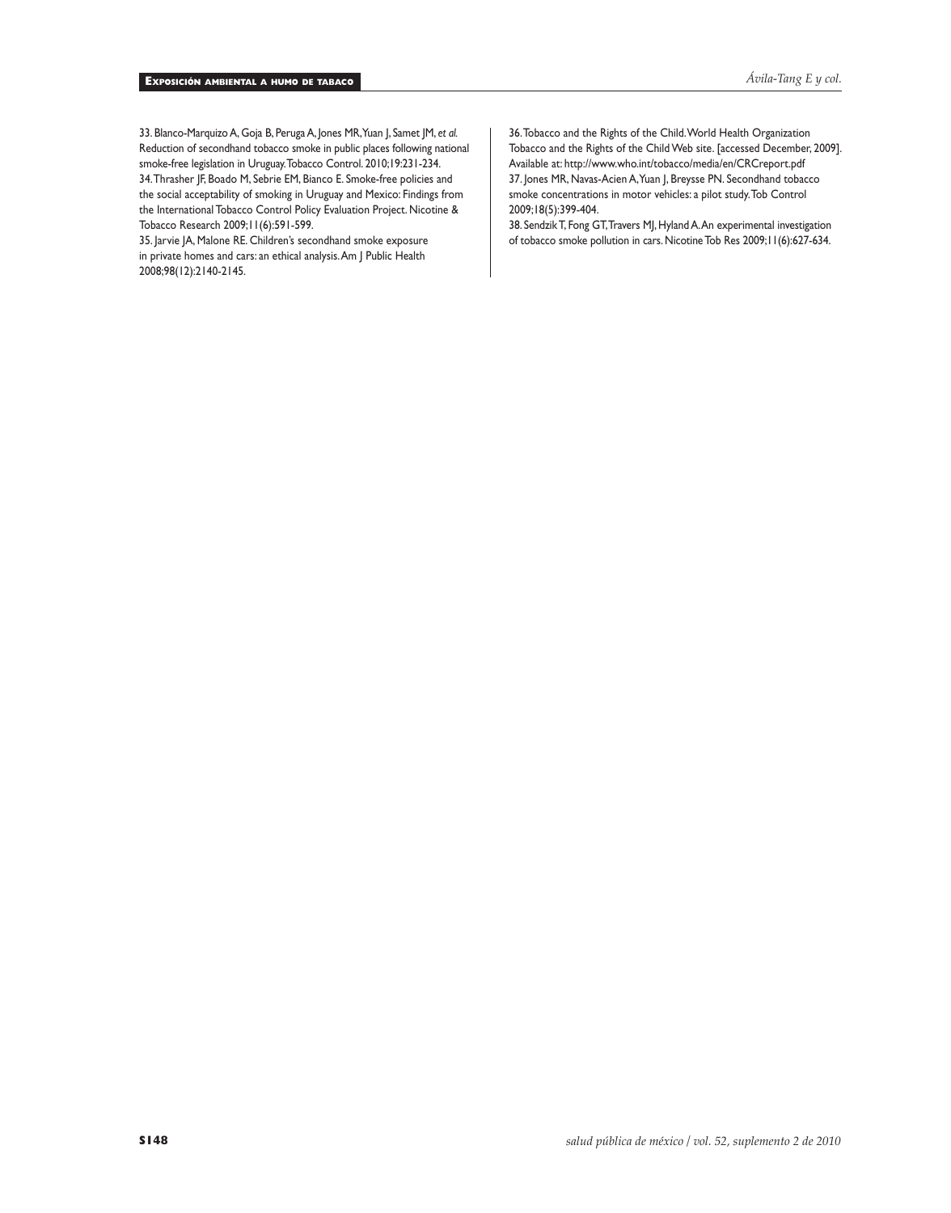33. Blanco-Marquizo A, Goja B, Peruga A, Jones MR, Yuan J, Samet JM, *et al.* Reduction of secondhand tobacco smoke in public places following national smoke-free legislation in Uruguay. Tobacco Control. 2010;19:231-234.

34. Thrasher JF, Boado M, Sebrie EM, Bianco E. Smoke-free policies and the social acceptability of smoking in Uruguay and Mexico: Findings from the International Tobacco Control Policy Evaluation Project. Nicotine & Tobacco Research 2009;11(6):591-599.

35. Jarvie JA, Malone RE. Children's secondhand smoke exposure in private homes and cars: an ethical analysis. Am J Public Health 2008;98(12):2140-2145.

36. Tobacco and the Rights of the Child. World Health Organization Tobacco and the Rights of the Child Web site. [accessed December, 2009]. Available at: http://www.who.int/tobacco/media/en/CRCreport.pdf

37. Jones MR, Navas-Acien A, Yuan J, Breysse PN. Secondhand tobacco smoke concentrations in motor vehicles: a pilot study. Tob Control 2009;18(5):399-404.

38. Sendzik T, Fong GT, Travers MJ, Hyland A. An experimental investigation of tobacco smoke pollution in cars. Nicotine Tob Res 2009;11(6):627-634.